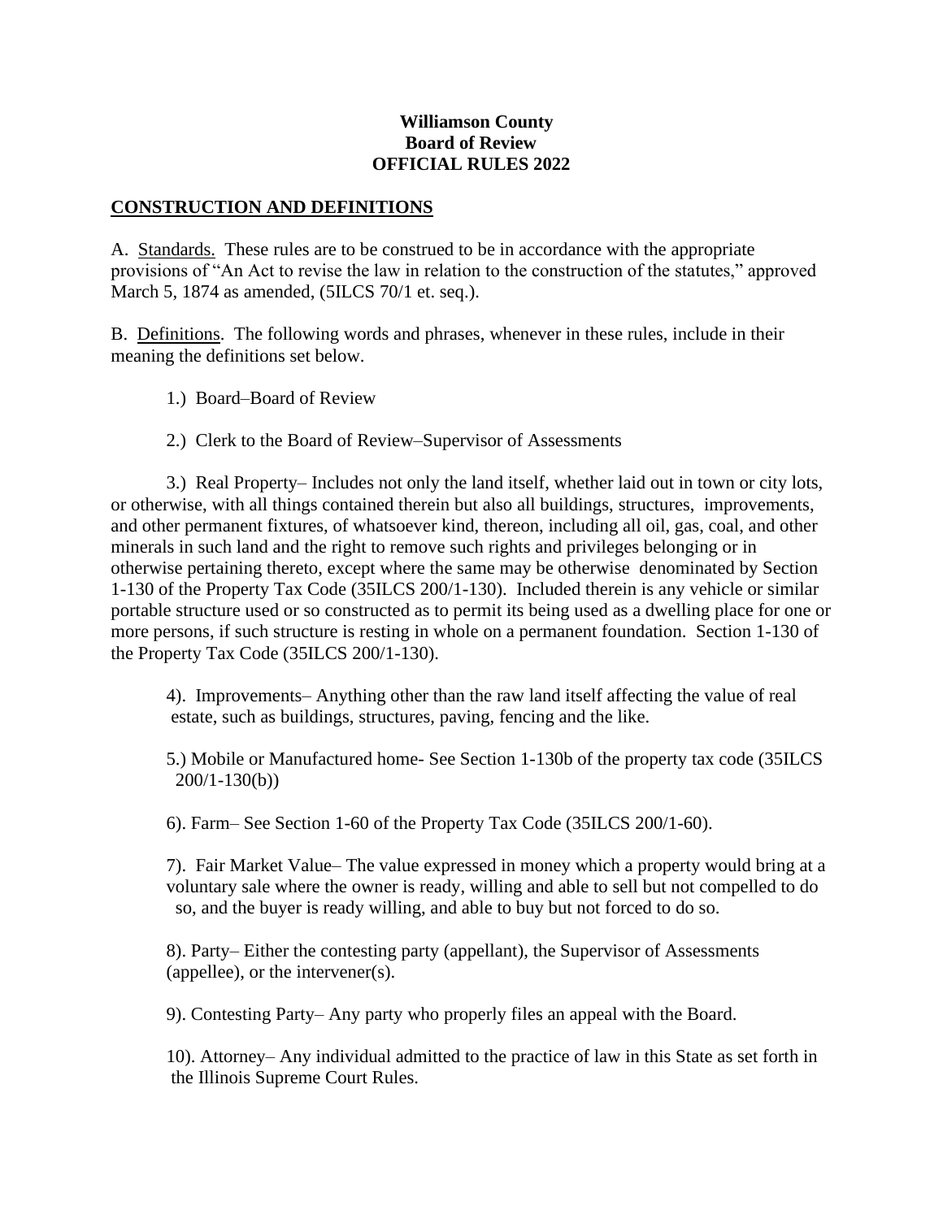**Williamson County**
**Board of Review**
**OFFICIAL RULES 2022**

## CONSTRUCTION AND DEFINITIONS

A. Standards. These rules are to be construed to be in accordance with the appropriate provisions of "An Act to revise the law in relation to the construction of the statutes," approved March 5, 1874 as amended, (5ILCS 70/1 et. seq.).

B. Definitions. The following words and phrases, whenever in these rules, include in their meaning the definitions set below.

1.) Board–Board of Review

2.) Clerk to the Board of Review–Supervisor of Assessments

3.) Real Property– Includes not only the land itself, whether laid out in town or city lots, or otherwise, with all things contained therein but also all buildings, structures, improvements, and other permanent fixtures, of whatsoever kind, thereon, including all oil, gas, coal, and other minerals in such land and the right to remove such rights and privileges belonging or in otherwise pertaining thereto, except where the same may be otherwise denominated by Section 1-130 of the Property Tax Code (35ILCS 200/1-130). Included therein is any vehicle or similar portable structure used or so constructed as to permit its being used as a dwelling place for one or more persons, if such structure is resting in whole on a permanent foundation. Section 1-130 of the Property Tax Code (35ILCS 200/1-130).

4). Improvements– Anything other than the raw land itself affecting the value of real estate, such as buildings, structures, paving, fencing and the like.

5.) Mobile or Manufactured home- See Section 1-130b of the property tax code (35ILCS 200/1-130(b))

6). Farm– See Section 1-60 of the Property Tax Code (35ILCS 200/1-60).

7). Fair Market Value– The value expressed in money which a property would bring at a voluntary sale where the owner is ready, willing and able to sell but not compelled to do so, and the buyer is ready willing, and able to buy but not forced to do so.

8). Party– Either the contesting party (appellant), the Supervisor of Assessments (appellee), or the intervener(s).

9). Contesting Party– Any party who properly files an appeal with the Board.

10). Attorney– Any individual admitted to the practice of law in this State as set forth in the Illinois Supreme Court Rules.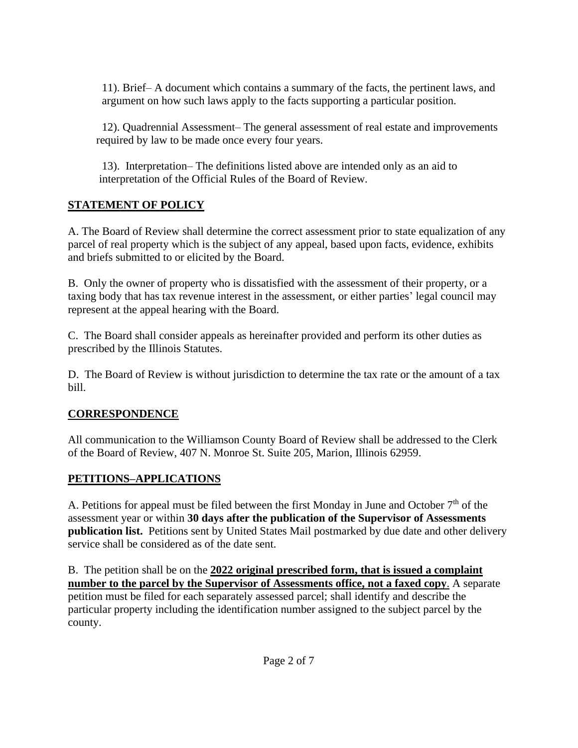11). Brief– A document which contains a summary of the facts, the pertinent laws, and argument on how such laws apply to the facts supporting a particular position.

12). Quadrennial Assessment– The general assessment of real estate and improvements required by law to be made once every four years.

13). Interpretation– The definitions listed above are intended only as an aid to interpretation of the Official Rules of the Board of Review.

## STATEMENT OF POLICY

A. The Board of Review shall determine the correct assessment prior to state equalization of any parcel of real property which is the subject of any appeal, based upon facts, evidence, exhibits and briefs submitted to or elicited by the Board.

B. Only the owner of property who is dissatisfied with the assessment of their property, or a taxing body that has tax revenue interest in the assessment, or either parties' legal council may represent at the appeal hearing with the Board.

C. The Board shall consider appeals as hereinafter provided and perform its other duties as prescribed by the Illinois Statutes.

D. The Board of Review is without jurisdiction to determine the tax rate or the amount of a tax bill.

## CORRESPONDENCE

All communication to the Williamson County Board of Review shall be addressed to the Clerk of the Board of Review, 407 N. Monroe St. Suite 205, Marion, Illinois 62959.

## PETITIONS–APPLICATIONS

A. Petitions for appeal must be filed between the first Monday in June and October 7th of the assessment year or within **30 days after the publication of the Supervisor of Assessments publication list.** Petitions sent by United States Mail postmarked by due date and other delivery service shall be considered as of the date sent.

B. The petition shall be on the **2022 original prescribed form, that is issued a complaint number to the parcel by the Supervisor of Assessments office, not a faxed copy**. A separate petition must be filed for each separately assessed parcel; shall identify and describe the particular property including the identification number assigned to the subject parcel by the county.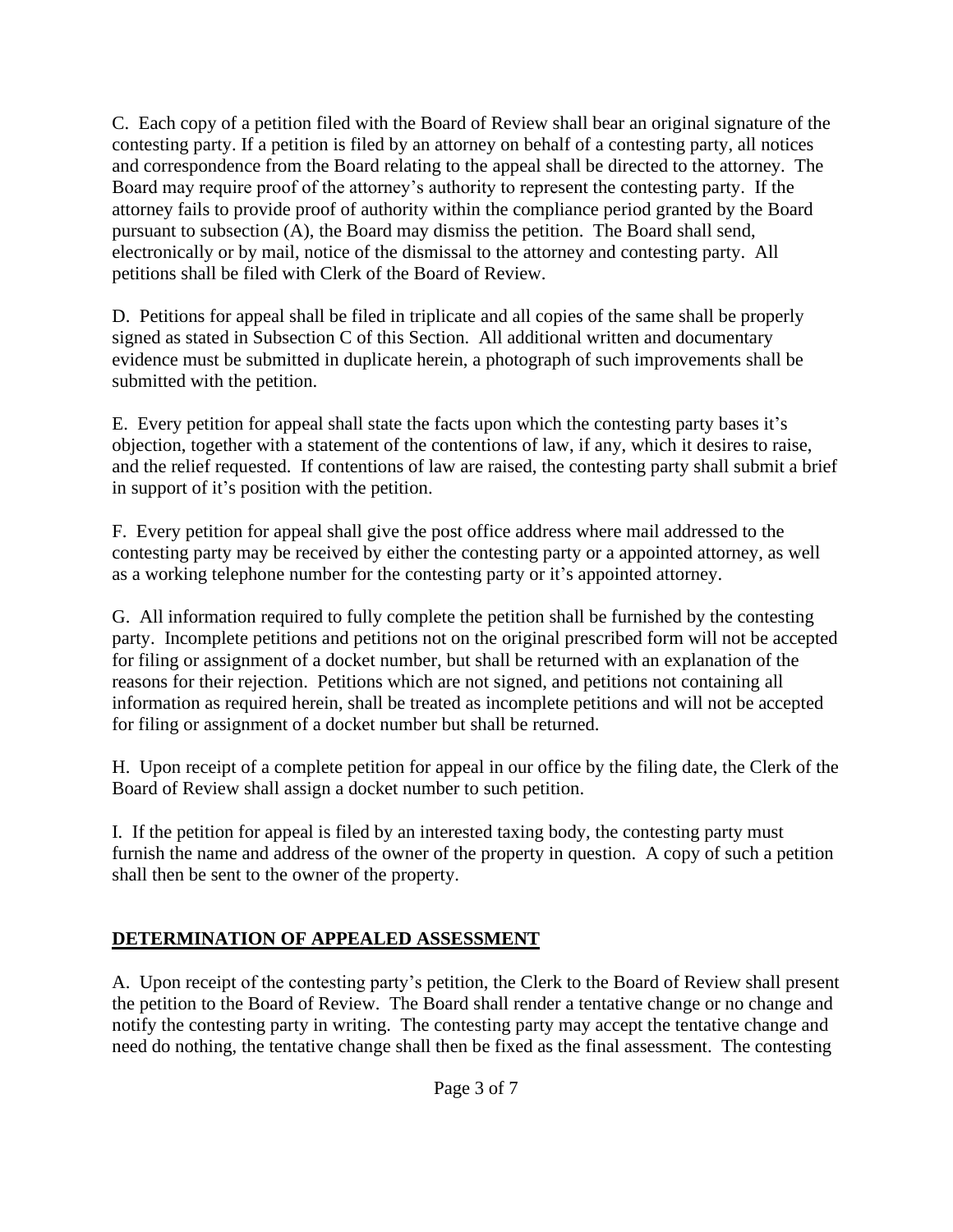C. Each copy of a petition filed with the Board of Review shall bear an original signature of the contesting party. If a petition is filed by an attorney on behalf of a contesting party, all notices and correspondence from the Board relating to the appeal shall be directed to the attorney. The Board may require proof of the attorney's authority to represent the contesting party. If the attorney fails to provide proof of authority within the compliance period granted by the Board pursuant to subsection (A), the Board may dismiss the petition. The Board shall send, electronically or by mail, notice of the dismissal to the attorney and contesting party. All petitions shall be filed with Clerk of the Board of Review.

D. Petitions for appeal shall be filed in triplicate and all copies of the same shall be properly signed as stated in Subsection C of this Section. All additional written and documentary evidence must be submitted in duplicate herein, a photograph of such improvements shall be submitted with the petition.

E. Every petition for appeal shall state the facts upon which the contesting party bases it's objection, together with a statement of the contentions of law, if any, which it desires to raise, and the relief requested. If contentions of law are raised, the contesting party shall submit a brief in support of it's position with the petition.

F. Every petition for appeal shall give the post office address where mail addressed to the contesting party may be received by either the contesting party or a appointed attorney, as well as a working telephone number for the contesting party or it's appointed attorney.

G. All information required to fully complete the petition shall be furnished by the contesting party. Incomplete petitions and petitions not on the original prescribed form will not be accepted for filing or assignment of a docket number, but shall be returned with an explanation of the reasons for their rejection. Petitions which are not signed, and petitions not containing all information as required herein, shall be treated as incomplete petitions and will not be accepted for filing or assignment of a docket number but shall be returned.

H. Upon receipt of a complete petition for appeal in our office by the filing date, the Clerk of the Board of Review shall assign a docket number to such petition.

I. If the petition for appeal is filed by an interested taxing body, the contesting party must furnish the name and address of the owner of the property in question. A copy of such a petition shall then be sent to the owner of the property.

## DETERMINATION OF APPEALED ASSESSMENT

A. Upon receipt of the contesting party's petition, the Clerk to the Board of Review shall present the petition to the Board of Review. The Board shall render a tentative change or no change and notify the contesting party in writing. The contesting party may accept the tentative change and need do nothing, the tentative change shall then be fixed as the final assessment. The contesting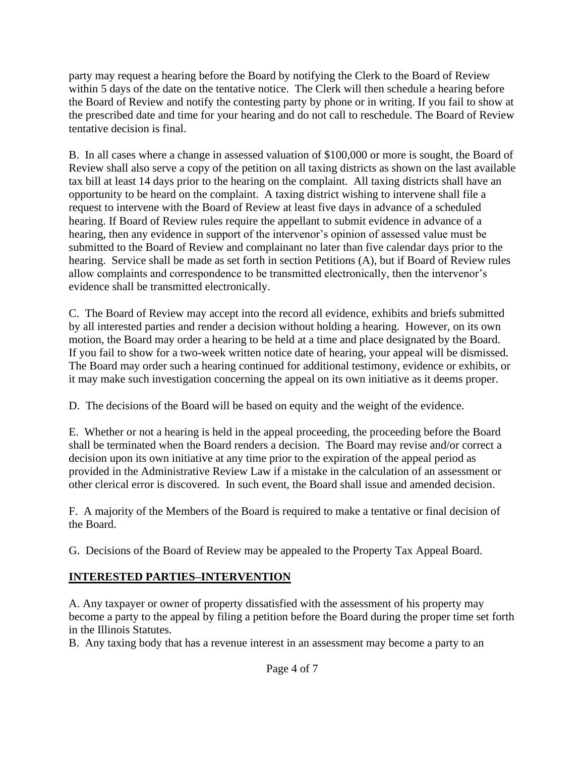party may request a hearing before the Board by notifying the Clerk to the Board of Review within 5 days of the date on the tentative notice. The Clerk will then schedule a hearing before the Board of Review and notify the contesting party by phone or in writing. If you fail to show at the prescribed date and time for your hearing and do not call to reschedule. The Board of Review tentative decision is final.

B. In all cases where a change in assessed valuation of $100,000 or more is sought, the Board of Review shall also serve a copy of the petition on all taxing districts as shown on the last available tax bill at least 14 days prior to the hearing on the complaint. All taxing districts shall have an opportunity to be heard on the complaint. A taxing district wishing to intervene shall file a request to intervene with the Board of Review at least five days in advance of a scheduled hearing. If Board of Review rules require the appellant to submit evidence in advance of a hearing, then any evidence in support of the intervenor's opinion of assessed value must be submitted to the Board of Review and complainant no later than five calendar days prior to the hearing. Service shall be made as set forth in section Petitions (A), but if Board of Review rules allow complaints and correspondence to be transmitted electronically, then the intervenor's evidence shall be transmitted electronically.

C. The Board of Review may accept into the record all evidence, exhibits and briefs submitted by all interested parties and render a decision without holding a hearing. However, on its own motion, the Board may order a hearing to be held at a time and place designated by the Board. If you fail to show for a two-week written notice date of hearing, your appeal will be dismissed. The Board may order such a hearing continued for additional testimony, evidence or exhibits, or it may make such investigation concerning the appeal on its own initiative as it deems proper.

D. The decisions of the Board will be based on equity and the weight of the evidence.

E. Whether or not a hearing is held in the appeal proceeding, the proceeding before the Board shall be terminated when the Board renders a decision. The Board may revise and/or correct a decision upon its own initiative at any time prior to the expiration of the appeal period as provided in the Administrative Review Law if a mistake in the calculation of an assessment or other clerical error is discovered. In such event, the Board shall issue and amended decision.

F. A majority of the Members of the Board is required to make a tentative or final decision of the Board.

G. Decisions of the Board of Review may be appealed to the Property Tax Appeal Board.

## INTERESTED PARTIES–INTERVENTION

A. Any taxpayer or owner of property dissatisfied with the assessment of his property may become a party to the appeal by filing a petition before the Board during the proper time set forth in the Illinois Statutes.

B. Any taxing body that has a revenue interest in an assessment may become a party to an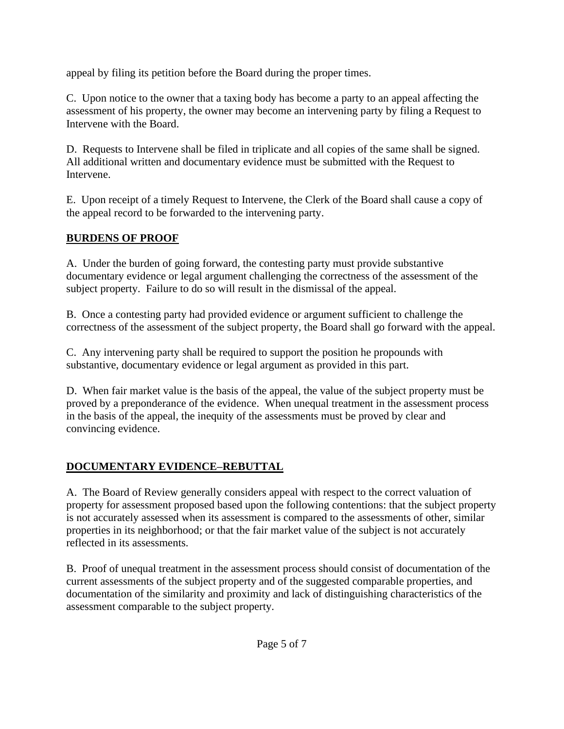appeal by filing its petition before the Board during the proper times.

C. Upon notice to the owner that a taxing body has become a party to an appeal affecting the assessment of his property, the owner may become an intervening party by filing a Request to Intervene with the Board.

D. Requests to Intervene shall be filed in triplicate and all copies of the same shall be signed. All additional written and documentary evidence must be submitted with the Request to Intervene.

E. Upon receipt of a timely Request to Intervene, the Clerk of the Board shall cause a copy of the appeal record to be forwarded to the intervening party.

## BURDENS OF PROOF

A. Under the burden of going forward, the contesting party must provide substantive documentary evidence or legal argument challenging the correctness of the assessment of the subject property. Failure to do so will result in the dismissal of the appeal.

B. Once a contesting party had provided evidence or argument sufficient to challenge the correctness of the assessment of the subject property, the Board shall go forward with the appeal.

C. Any intervening party shall be required to support the position he propounds with substantive, documentary evidence or legal argument as provided in this part.

D. When fair market value is the basis of the appeal, the value of the subject property must be proved by a preponderance of the evidence. When unequal treatment in the assessment process in the basis of the appeal, the inequity of the assessments must be proved by clear and convincing evidence.

## DOCUMENTARY EVIDENCE–REBUTTAL

A. The Board of Review generally considers appeal with respect to the correct valuation of property for assessment proposed based upon the following contentions: that the subject property is not accurately assessed when its assessment is compared to the assessments of other, similar properties in its neighborhood; or that the fair market value of the subject is not accurately reflected in its assessments.

B. Proof of unequal treatment in the assessment process should consist of documentation of the current assessments of the subject property and of the suggested comparable properties, and documentation of the similarity and proximity and lack of distinguishing characteristics of the assessment comparable to the subject property.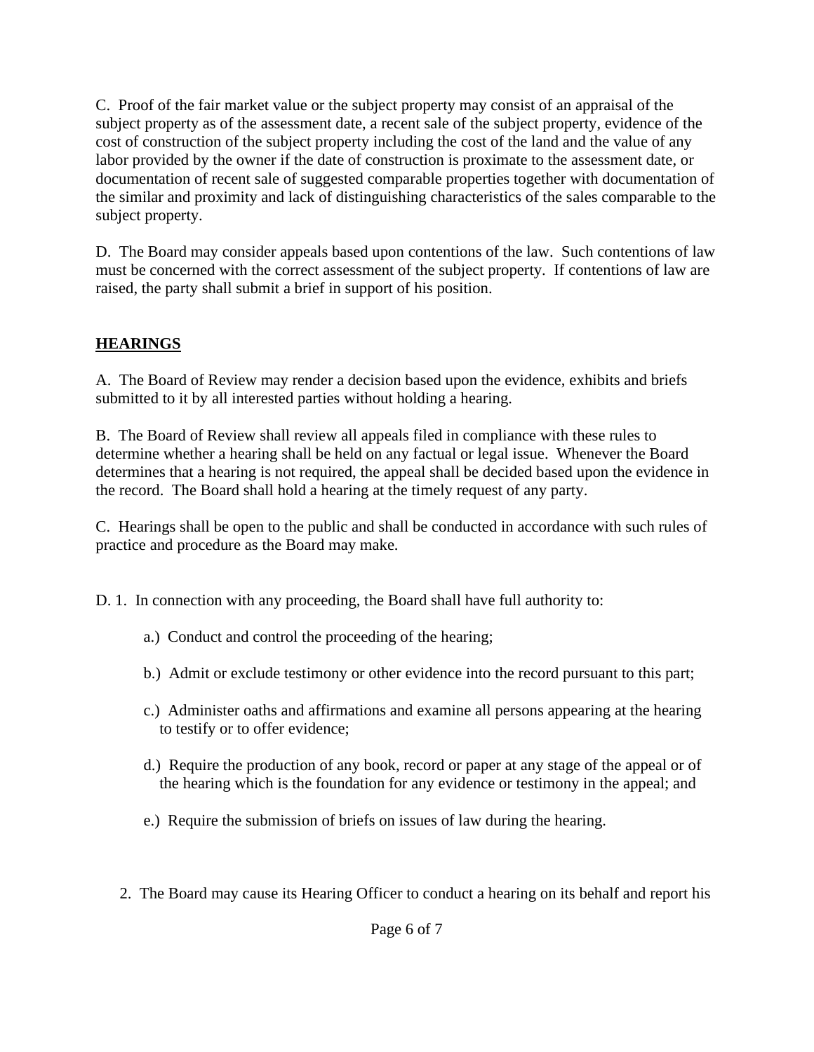C. Proof of the fair market value or the subject property may consist of an appraisal of the subject property as of the assessment date, a recent sale of the subject property, evidence of the cost of construction of the subject property including the cost of the land and the value of any labor provided by the owner if the date of construction is proximate to the assessment date, or documentation of recent sale of suggested comparable properties together with documentation of the similar and proximity and lack of distinguishing characteristics of the sales comparable to the subject property.

D. The Board may consider appeals based upon contentions of the law. Such contentions of law must be concerned with the correct assessment of the subject property. If contentions of law are raised, the party shall submit a brief in support of his position.

## HEARINGS

A. The Board of Review may render a decision based upon the evidence, exhibits and briefs submitted to it by all interested parties without holding a hearing.

B. The Board of Review shall review all appeals filed in compliance with these rules to determine whether a hearing shall be held on any factual or legal issue. Whenever the Board determines that a hearing is not required, the appeal shall be decided based upon the evidence in the record. The Board shall hold a hearing at the timely request of any party.

C. Hearings shall be open to the public and shall be conducted in accordance with such rules of practice and procedure as the Board may make.

D. 1. In connection with any proceeding, the Board shall have full authority to:

a.) Conduct and control the proceeding of the hearing;

b.) Admit or exclude testimony or other evidence into the record pursuant to this part;

c.) Administer oaths and affirmations and examine all persons appearing at the hearing to testify or to offer evidence;

d.) Require the production of any book, record or paper at any stage of the appeal or of the hearing which is the foundation for any evidence or testimony in the appeal; and

e.) Require the submission of briefs on issues of law during the hearing.

2. The Board may cause its Hearing Officer to conduct a hearing on its behalf and report his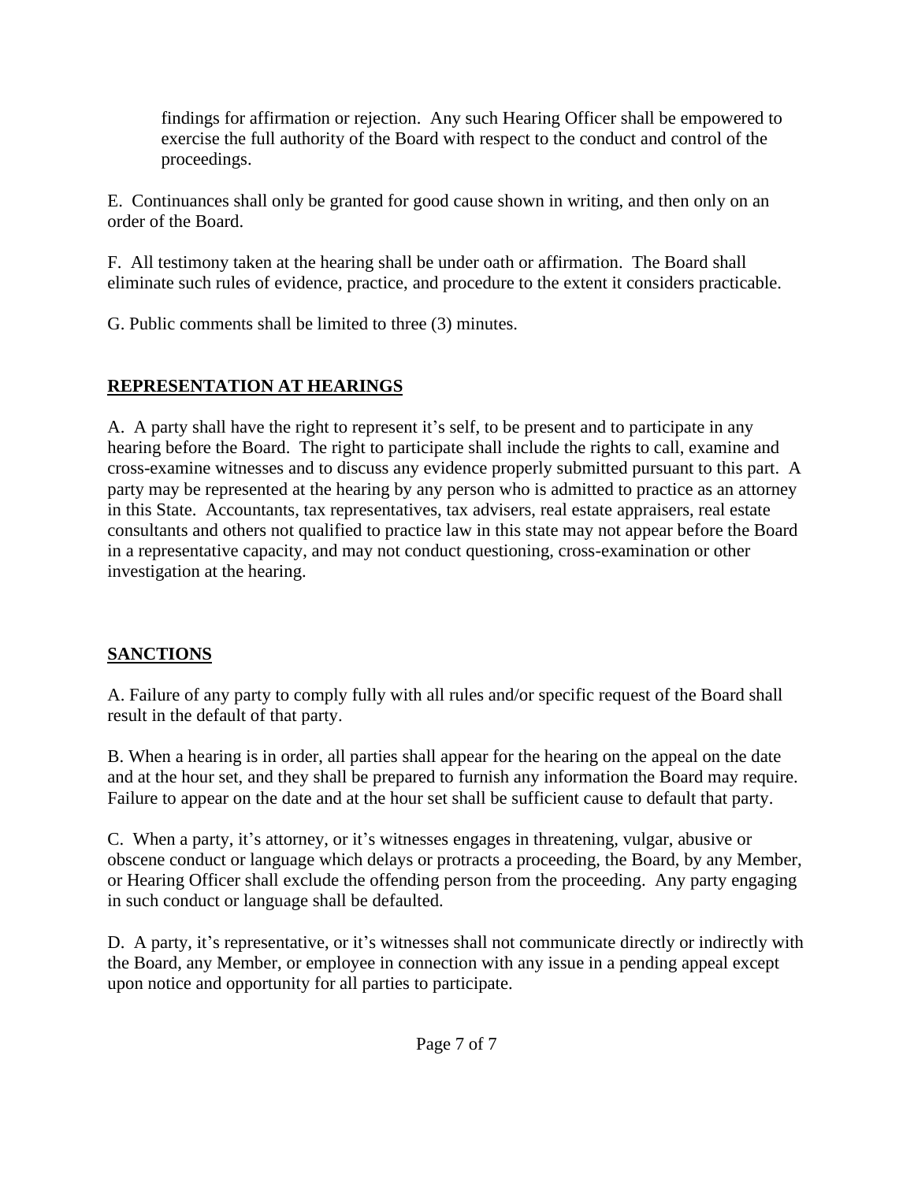findings for affirmation or rejection. Any such Hearing Officer shall be empowered to exercise the full authority of the Board with respect to the conduct and control of the proceedings.

E. Continuances shall only be granted for good cause shown in writing, and then only on an order of the Board.

F. All testimony taken at the hearing shall be under oath or affirmation. The Board shall eliminate such rules of evidence, practice, and procedure to the extent it considers practicable.

G. Public comments shall be limited to three (3) minutes.

## **REPRESENTATION AT HEARINGS**

A. A party shall have the right to represent it's self, to be present and to participate in any hearing before the Board. The right to participate shall include the rights to call, examine and cross-examine witnesses and to discuss any evidence properly submitted pursuant to this part. A party may be represented at the hearing by any person who is admitted to practice as an attorney in this State. Accountants, tax representatives, tax advisers, real estate appraisers, real estate consultants and others not qualified to practice law in this state may not appear before the Board in a representative capacity, and may not conduct questioning, cross-examination or other investigation at the hearing.

## **SANCTIONS**

A. Failure of any party to comply fully with all rules and/or specific request of the Board shall result in the default of that party.

B. When a hearing is in order, all parties shall appear for the hearing on the appeal on the date and at the hour set, and they shall be prepared to furnish any information the Board may require. Failure to appear on the date and at the hour set shall be sufficient cause to default that party.

C. When a party, it's attorney, or it's witnesses engages in threatening, vulgar, abusive or obscene conduct or language which delays or protracts a proceeding, the Board, by any Member, or Hearing Officer shall exclude the offending person from the proceeding. Any party engaging in such conduct or language shall be defaulted.

D. A party, it's representative, or it's witnesses shall not communicate directly or indirectly with the Board, any Member, or employee in connection with any issue in a pending appeal except upon notice and opportunity for all parties to participate.